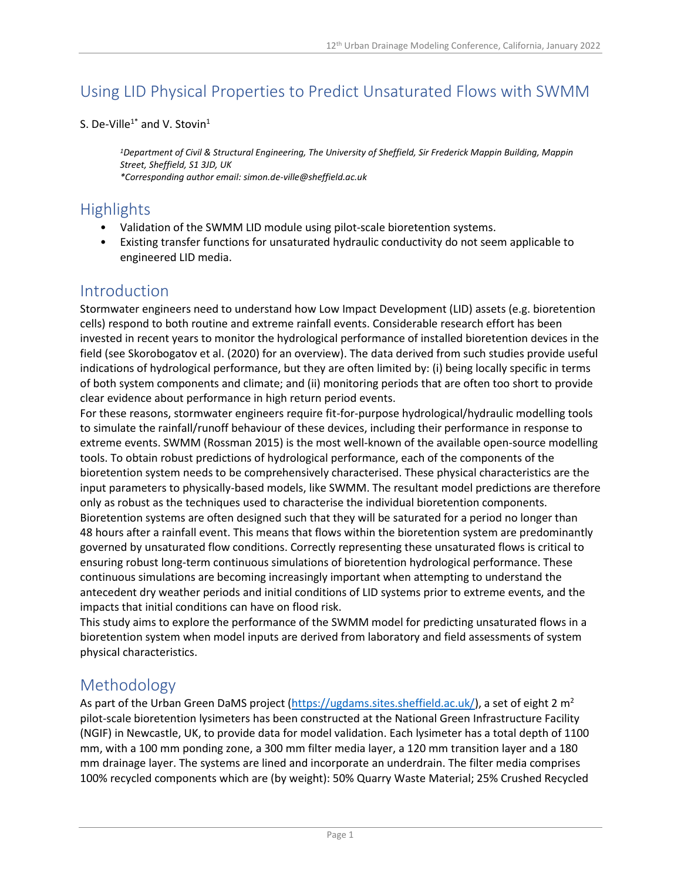# Using LID Physical Properties to Predict Unsaturated Flows with SWMM

S. De-Ville[1*] and V. Stovin[1]

*[1]Department of Civil & Structural Engineering, The University of Sheffield, Sir Frederick Mappin Building, Mappin Street, Sheffield, S1 3JD, UK*
*\*Corresponding author email: simon.de-ville@sheffield.ac.uk*

## Highlights

- Validation of the SWMM LID module using pilot-scale bioretention systems.
- Existing transfer functions for unsaturated hydraulic conductivity do not seem applicable to engineered LID media.

## Introduction

Stormwater engineers need to understand how Low Impact Development (LID) assets (e.g. bioretention cells) respond to both routine and extreme rainfall events. Considerable research effort has been invested in recent years to monitor the hydrological performance of installed bioretention devices in the field (see Skorobogatov et al. (2020) for an overview). The data derived from such studies provide useful indications of hydrological performance, but they are often limited by: (i) being locally specific in terms of both system components and climate; and (ii) monitoring periods that are often too short to provide clear evidence about performance in high return period events.

For these reasons, stormwater engineers require fit-for-purpose hydrological/hydraulic modelling tools to simulate the rainfall/runoff behaviour of these devices, including their performance in response to extreme events. SWMM (Rossman 2015) is the most well-known of the available open-source modelling tools. To obtain robust predictions of hydrological performance, each of the components of the bioretention system needs to be comprehensively characterised. These physical characteristics are the input parameters to physically-based models, like SWMM. The resultant model predictions are therefore only as robust as the techniques used to characterise the individual bioretention components.

Bioretention systems are often designed such that they will be saturated for a period no longer than 48 hours after a rainfall event. This means that flows within the bioretention system are predominantly governed by unsaturated flow conditions. Correctly representing these unsaturated flows is critical to ensuring robust long-term continuous simulations of bioretention hydrological performance. These continuous simulations are becoming increasingly important when attempting to understand the antecedent dry weather periods and initial conditions of LID systems prior to extreme events, and the impacts that initial conditions can have on flood risk.

This study aims to explore the performance of the SWMM model for predicting unsaturated flows in a bioretention system when model inputs are derived from laboratory and field assessments of system physical characteristics.

## Methodology

As part of the Urban Green DaMS project (https://ugdams.sites.sheffield.ac.uk/), a set of eight 2 $m^2$ pilot-scale bioretention lysimeters has been constructed at the National Green Infrastructure Facility (NGIF) in Newcastle, UK, to provide data for model validation. Each lysimeter has a total depth of 1100 mm, with a 100 mm ponding zone, a 300 mm filter media layer, a 120 mm transition layer and a 180 mm drainage layer. The systems are lined and incorporate an underdrain. The filter media comprises 100% recycled components which are (by weight): 50% Quarry Waste Material; 25% Crushed Recycled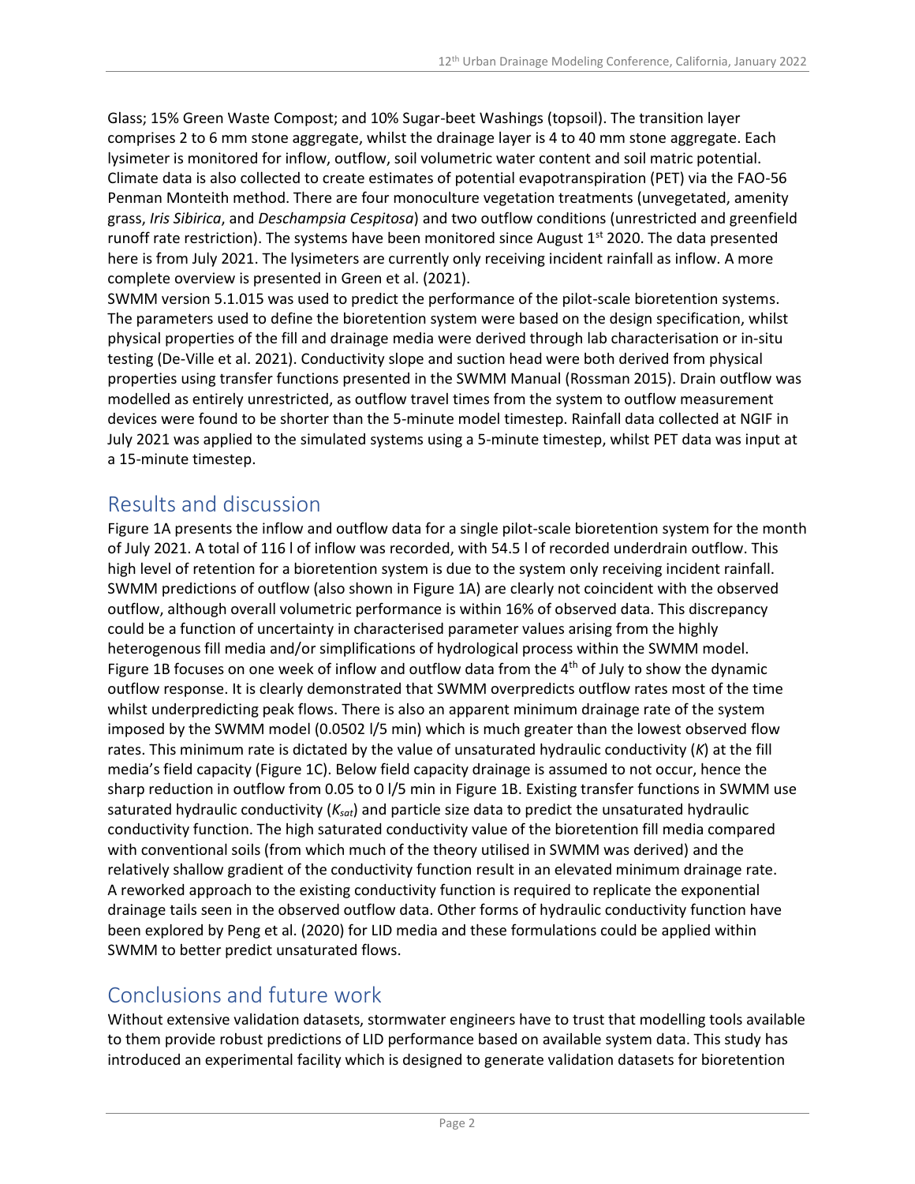Glass; 15% Green Waste Compost; and 10% Sugar-beet Washings (topsoil). The transition layer comprises 2 to 6 mm stone aggregate, whilst the drainage layer is 4 to 40 mm stone aggregate. Each lysimeter is monitored for inflow, outflow, soil volumetric water content and soil matric potential. Climate data is also collected to create estimates of potential evapotranspiration (PET) via the FAO-56 Penman Monteith method. There are four monoculture vegetation treatments (unvegetated, amenity grass, *Iris Sibirica*, and *Deschampsia Cespitosa*) and two outflow conditions (unrestricted and greenfield runoff rate restriction). The systems have been monitored since August 1st 2020. The data presented here is from July 2021. The lysimeters are currently only receiving incident rainfall as inflow. A more complete overview is presented in Green et al. (2021).

SWMM version 5.1.015 was used to predict the performance of the pilot-scale bioretention systems. The parameters used to define the bioretention system were based on the design specification, whilst physical properties of the fill and drainage media were derived through lab characterisation or in-situ testing (De-Ville et al. 2021). Conductivity slope and suction head were both derived from physical properties using transfer functions presented in the SWMM Manual (Rossman 2015). Drain outflow was modelled as entirely unrestricted, as outflow travel times from the system to outflow measurement devices were found to be shorter than the 5-minute model timestep. Rainfall data collected at NGIF in July 2021 was applied to the simulated systems using a 5-minute timestep, whilst PET data was input at a 15-minute timestep.

## Results and discussion

Figure 1A presents the inflow and outflow data for a single pilot-scale bioretention system for the month of July 2021. A total of 116 l of inflow was recorded, with 54.5 l of recorded underdrain outflow. This high level of retention for a bioretention system is due to the system only receiving incident rainfall. SWMM predictions of outflow (also shown in Figure 1A) are clearly not coincident with the observed outflow, although overall volumetric performance is within 16% of observed data. This discrepancy could be a function of uncertainty in characterised parameter values arising from the highly heterogenous fill media and/or simplifications of hydrological process within the SWMM model. Figure 1B focuses on one week of inflow and outflow data from the 4th of July to show the dynamic outflow response. It is clearly demonstrated that SWMM overpredicts outflow rates most of the time whilst underpredicting peak flows. There is also an apparent minimum drainage rate of the system imposed by the SWMM model (0.0502 l/5 min) which is much greater than the lowest observed flow rates. This minimum rate is dictated by the value of unsaturated hydraulic conductivity ($K$) at the fill media's field capacity (Figure 1C). Below field capacity drainage is assumed to not occur, hence the sharp reduction in outflow from 0.05 to 0 l/5 min in Figure 1B. Existing transfer functions in SWMM use saturated hydraulic conductivity ($K_{sat}$) and particle size data to predict the unsaturated hydraulic conductivity function. The high saturated conductivity value of the bioretention fill media compared with conventional soils (from which much of the theory utilised in SWMM was derived) and the relatively shallow gradient of the conductivity function result in an elevated minimum drainage rate. A reworked approach to the existing conductivity function is required to replicate the exponential drainage tails seen in the observed outflow data. Other forms of hydraulic conductivity function have been explored by Peng et al. (2020) for LID media and these formulations could be applied within SWMM to better predict unsaturated flows.

## Conclusions and future work

Without extensive validation datasets, stormwater engineers have to trust that modelling tools available to them provide robust predictions of LID performance based on available system data. This study has introduced an experimental facility which is designed to generate validation datasets for bioretention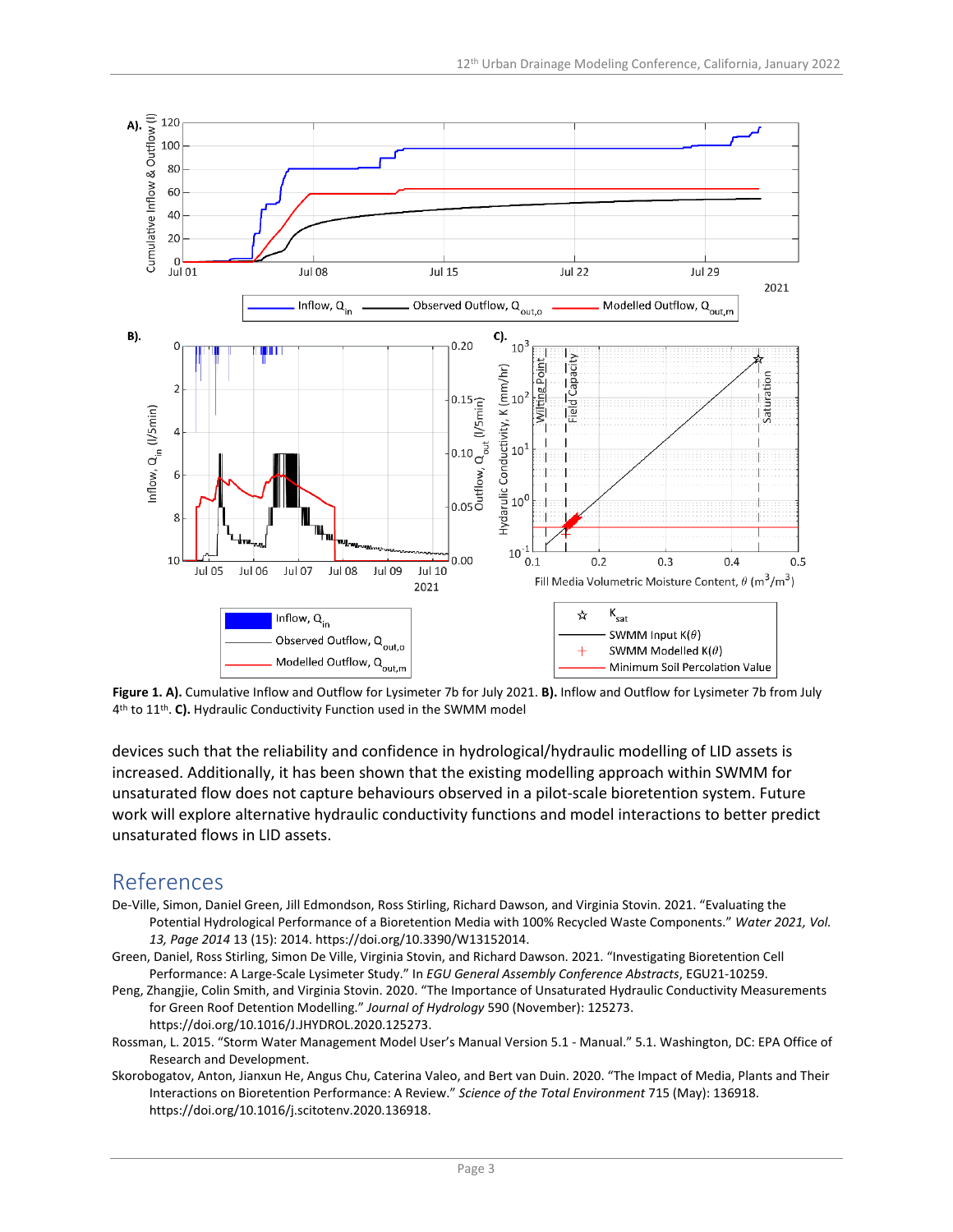A).

Cumulative Inflow & Outflow (l)

120
100
80
60
40
20
0

Jul 01 Jul 08 Jul 15 Jul 22 Jul 29
2021

Inflow, $Q_{in}$ Observed Outflow, $Q_{out,o}$ Modelled Outflow, $Q_{out,m}$

B).

Inflow, $Q_{in}$ (l/5min)

0
2
4
6
8
10

Jul 05 Jul 06 Jul 07 Jul 08 Jul 09 Jul 10
2021

Outflow, $Q_{out}$ (l/5min)

0.20
0.15
0.10
0.05
0.00

Inflow, $Q_{in}$
Observed Outflow, $Q_{out,o}$
Modelled Outflow, $Q_{out,m}$

C).

Hydarulic Conductivity, K (mm/hr)

$10^3$
$10^2$
$10^1$
$10^0$
$10^{-1}$

Wilting Point
Field Capacity
Saturation

0.1 0.2 0.3 0.4 0.5

Fill Media Volumetric Moisture Content, $\theta$ ($m^3/m^3$)

$K_{sat}$
SWMM Input K($\theta$)
SWMM Modelled K($\theta$)
Minimum Soil Percolation Value

**Figure 1. A).** Cumulative Inflow and Outflow for Lysimeter 7b for July 2021. **B).** Inflow and Outflow for Lysimeter 7b from July 4th to 11th. **C).** Hydraulic Conductivity Function used in the SWMM model

devices such that the reliability and confidence in hydrological/hydraulic modelling of LID assets is increased. Additionally, it has been shown that the existing modelling approach within SWMM for unsaturated flow does not capture behaviours observed in a pilot-scale bioretention system. Future work will explore alternative hydraulic conductivity functions and model interactions to better predict unsaturated flows in LID assets.

## References

De-Ville, Simon, Daniel Green, Jill Edmondson, Ross Stirling, Richard Dawson, and Virginia Stovin. 2021. "Evaluating the Potential Hydrological Performance of a Bioretention Media with 100% Recycled Waste Components." *Water 2021, Vol. 13, Page 2014* 13 (15): 2014. https://doi.org/10.3390/W13152014.

Green, Daniel, Ross Stirling, Simon De Ville, Virginia Stovin, and Richard Dawson. 2021. "Investigating Bioretention Cell Performance: A Large-Scale Lysimeter Study." In *EGU General Assembly Conference Abstracts*, EGU21-10259.

Peng, Zhangjie, Colin Smith, and Virginia Stovin. 2020. "The Importance of Unsaturated Hydraulic Conductivity Measurements for Green Roof Detention Modelling." *Journal of Hydrology* 590 (November): 125273. https://doi.org/10.1016/J.JHYDROL.2020.125273.

Rossman, L. 2015. "Storm Water Management Model User's Manual Version 5.1 - Manual." 5.1. Washington, DC: EPA Office of Research and Development.

Skorobogatov, Anton, Jianxun He, Angus Chu, Caterina Valeo, and Bert van Duin. 2020. "The Impact of Media, Plants and Their Interactions on Bioretention Performance: A Review." *Science of the Total Environment* 715 (May): 136918. https://doi.org/10.1016/j.scitotenv.2020.136918.